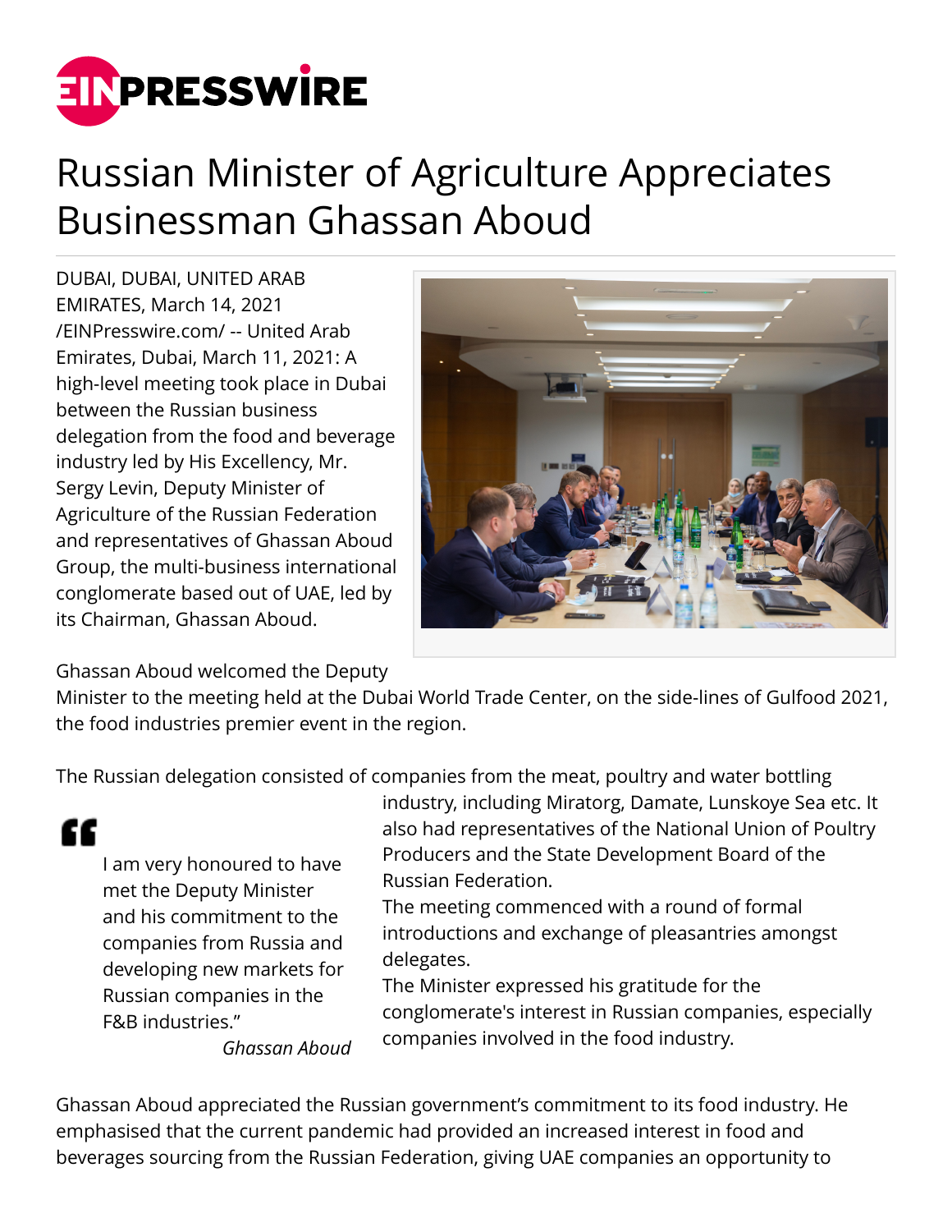# Russian Minister of Agriculture Appreciates Businessman Ghassan Aboud

DUBAI, DUBAI, UNITED ARAB EMIRATES, March 14, 2021 /EINPresswire.com/ -- United Arab Emirates, Dubai, March 11, 2021: A high-level meeting took place in Dubai between the Russian business delegation from the food and beverage industry led by His Excellency, Mr. Sergy Levin, Deputy Minister of Agriculture of the Russian Federation and representatives of Ghassan Aboud Group, the multi-business international conglomerate based out of UAE, led by its Chairman, Ghassan Aboud.

Ghassan Aboud welcomed the Deputy Minister to the meeting held at the Dubai World Trade Center, on the side-lines of Gulfood 2021, the food industries premier event in the region.

The Russian delegation consisted of companies from the meat, poultry and water bottling industry, including Miratorg, Damate, Lunskoye Sea etc. It also had representatives of the National Union of Poultry Producers and the State Development Board of the Russian Federation.

> I am very honoured to have met the Deputy Minister and his commitment to the companies from Russia and developing new markets for Russian companies in the F&B industries."
>
> *Ghassan Aboud*

The meeting commenced with a round of formal introductions and exchange of pleasantries amongst delegates.

The Minister expressed his gratitude for the conglomerate's interest in Russian companies, especially companies involved in the food industry.

Ghassan Aboud appreciated the Russian government's commitment to its food industry. He emphasised that the current pandemic had provided an increased interest in food and beverages sourcing from the Russian Federation, giving UAE companies an opportunity to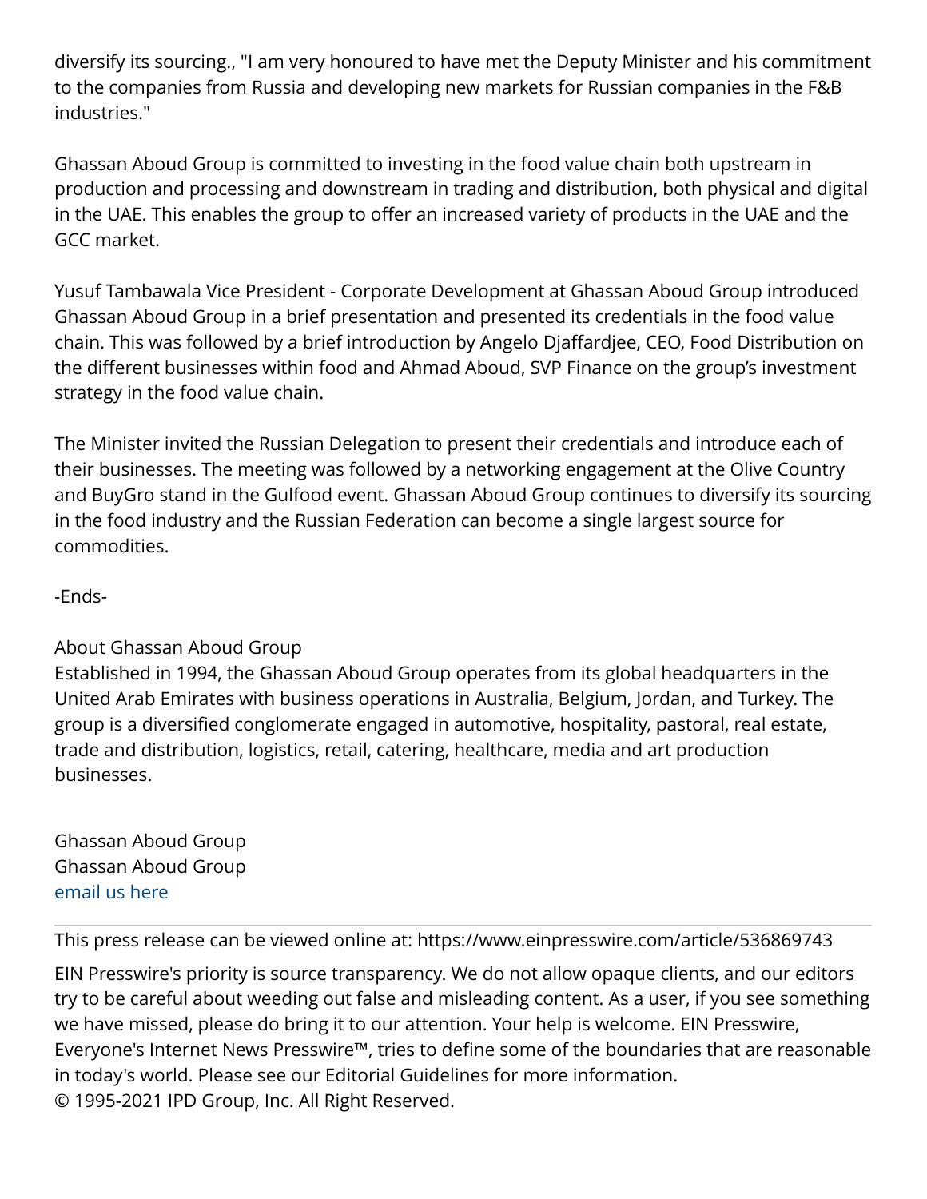diversify its sourcing., "I am very honoured to have met the Deputy Minister and his commitment to the companies from Russia and developing new markets for Russian companies in the F&B industries."

Ghassan Aboud Group is committed to investing in the food value chain both upstream in production and processing and downstream in trading and distribution, both physical and digital in the UAE. This enables the group to offer an increased variety of products in the UAE and the GCC market.

Yusuf Tambawala Vice President - Corporate Development at Ghassan Aboud Group introduced Ghassan Aboud Group in a brief presentation and presented its credentials in the food value chain. This was followed by a brief introduction by Angelo Djaffardjee, CEO, Food Distribution on the different businesses within food and Ahmad Aboud, SVP Finance on the group's investment strategy in the food value chain.

The Minister invited the Russian Delegation to present their credentials and introduce each of their businesses. The meeting was followed by a networking engagement at the Olive Country and BuyGro stand in the Gulfood event. Ghassan Aboud Group continues to diversify its sourcing in the food industry and the Russian Federation can become a single largest source for commodities.

-Ends-

About Ghassan Aboud Group
Established in 1994, the Ghassan Aboud Group operates from its global headquarters in the United Arab Emirates with business operations in Australia, Belgium, Jordan, and Turkey. The group is a diversified conglomerate engaged in automotive, hospitality, pastoral, real estate, trade and distribution, logistics, retail, catering, healthcare, media and art production businesses.

Ghassan Aboud Group
Ghassan Aboud Group
email us here

---

This press release can be viewed online at: https://www.einpresswire.com/article/536869743

EIN Presswire's priority is source transparency. We do not allow opaque clients, and our editors try to be careful about weeding out false and misleading content. As a user, if you see something we have missed, please do bring it to our attention. Your help is welcome. EIN Presswire, Everyone's Internet News Presswire™, tries to define some of the boundaries that are reasonable in today's world. Please see our Editorial Guidelines for more information.
© 1995-2021 IPD Group, Inc. All Right Reserved.